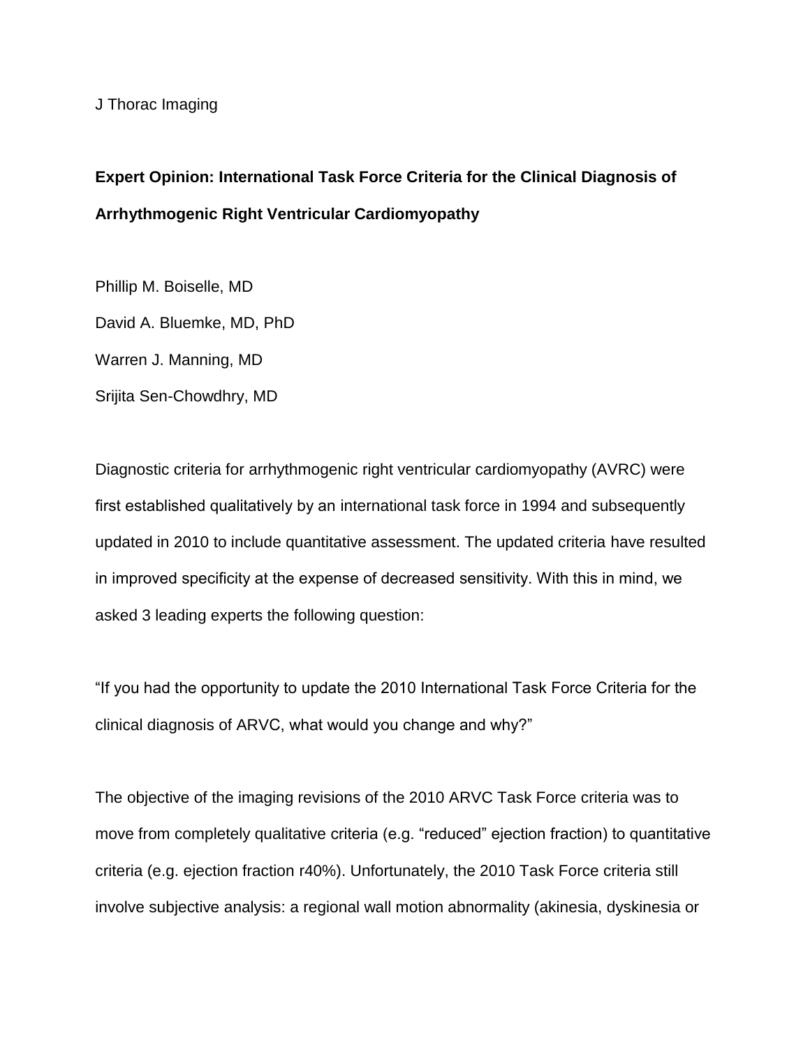J Thorac Imaging

# Expert Opinion: International Task Force Criteria for the Clinical Diagnosis of Arrhythmogenic Right Ventricular Cardiomyopathy

Phillip M. Boiselle, MD

David A. Bluemke, MD, PhD

Warren J. Manning, MD

Srijita Sen-Chowdhry, MD

Diagnostic criteria for arrhythmogenic right ventricular cardiomyopathy (AVRC) were first established qualitatively by an international task force in 1994 and subsequently updated in 2010 to include quantitative assessment. The updated criteria have resulted in improved specificity at the expense of decreased sensitivity. With this in mind, we asked 3 leading experts the following question:

"If you had the opportunity to update the 2010 International Task Force Criteria for the clinical diagnosis of ARVC, what would you change and why?"

The objective of the imaging revisions of the 2010 ARVC Task Force criteria was to move from completely qualitative criteria (e.g. "reduced" ejection fraction) to quantitative criteria (e.g. ejection fraction r40%). Unfortunately, the 2010 Task Force criteria still involve subjective analysis: a regional wall motion abnormality (akinesia, dyskinesia or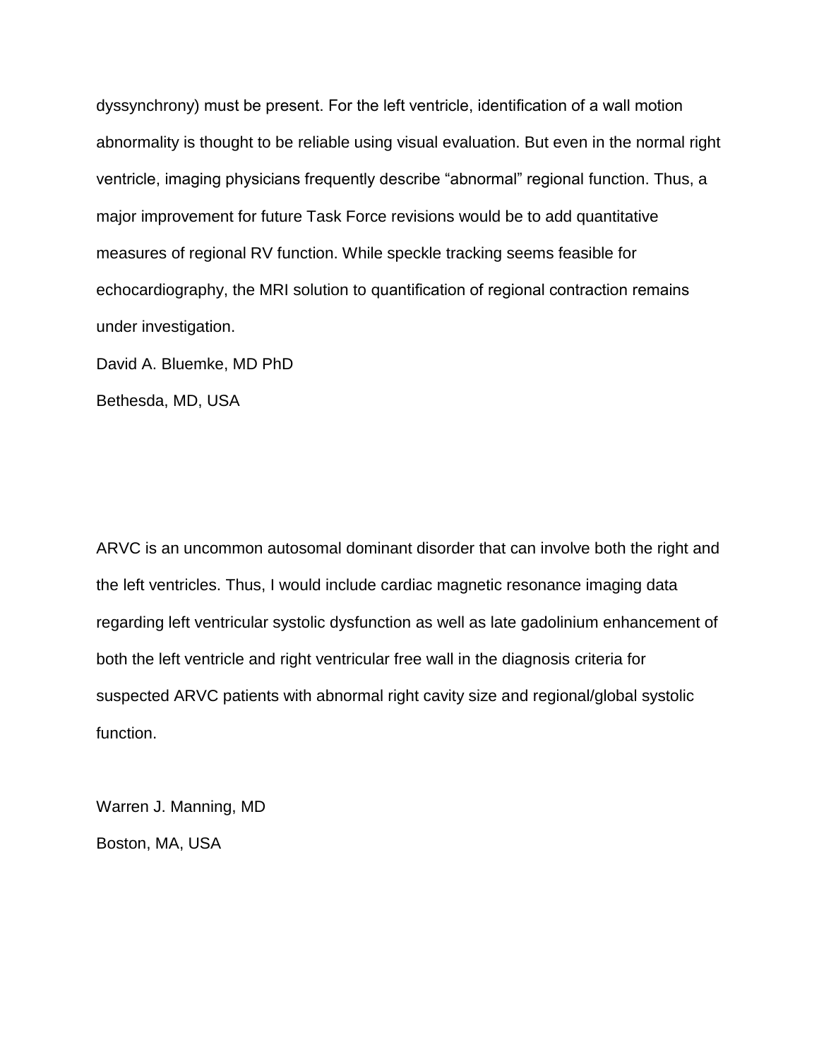dyssynchrony) must be present. For the left ventricle, identification of a wall motion abnormality is thought to be reliable using visual evaluation. But even in the normal right ventricle, imaging physicians frequently describe "abnormal" regional function. Thus, a major improvement for future Task Force revisions would be to add quantitative measures of regional RV function. While speckle tracking seems feasible for echocardiography, the MRI solution to quantification of regional contraction remains under investigation.

David A. Bluemke, MD PhD

Bethesda, MD, USA

ARVC is an uncommon autosomal dominant disorder that can involve both the right and the left ventricles. Thus, I would include cardiac magnetic resonance imaging data regarding left ventricular systolic dysfunction as well as late gadolinium enhancement of both the left ventricle and right ventricular free wall in the diagnosis criteria for suspected ARVC patients with abnormal right cavity size and regional/global systolic function.

Warren J. Manning, MD

Boston, MA, USA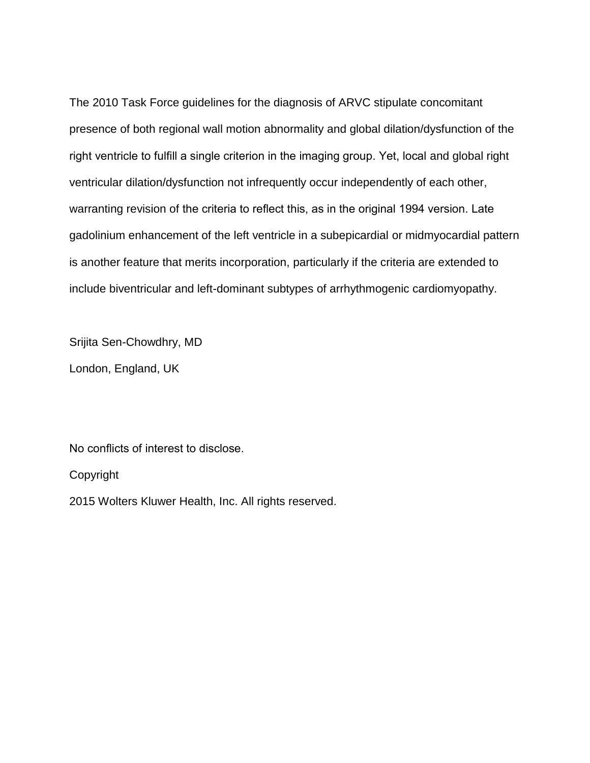The 2010 Task Force guidelines for the diagnosis of ARVC stipulate concomitant presence of both regional wall motion abnormality and global dilation/dysfunction of the right ventricle to fulfill a single criterion in the imaging group. Yet, local and global right ventricular dilation/dysfunction not infrequently occur independently of each other, warranting revision of the criteria to reflect this, as in the original 1994 version. Late gadolinium enhancement of the left ventricle in a subepicardial or midmyocardial pattern is another feature that merits incorporation, particularly if the criteria are extended to include biventricular and left-dominant subtypes of arrhythmogenic cardiomyopathy.

Srijita Sen-Chowdhry, MD

London, England, UK

No conflicts of interest to disclose.

Copyright

2015 Wolters Kluwer Health, Inc. All rights reserved.